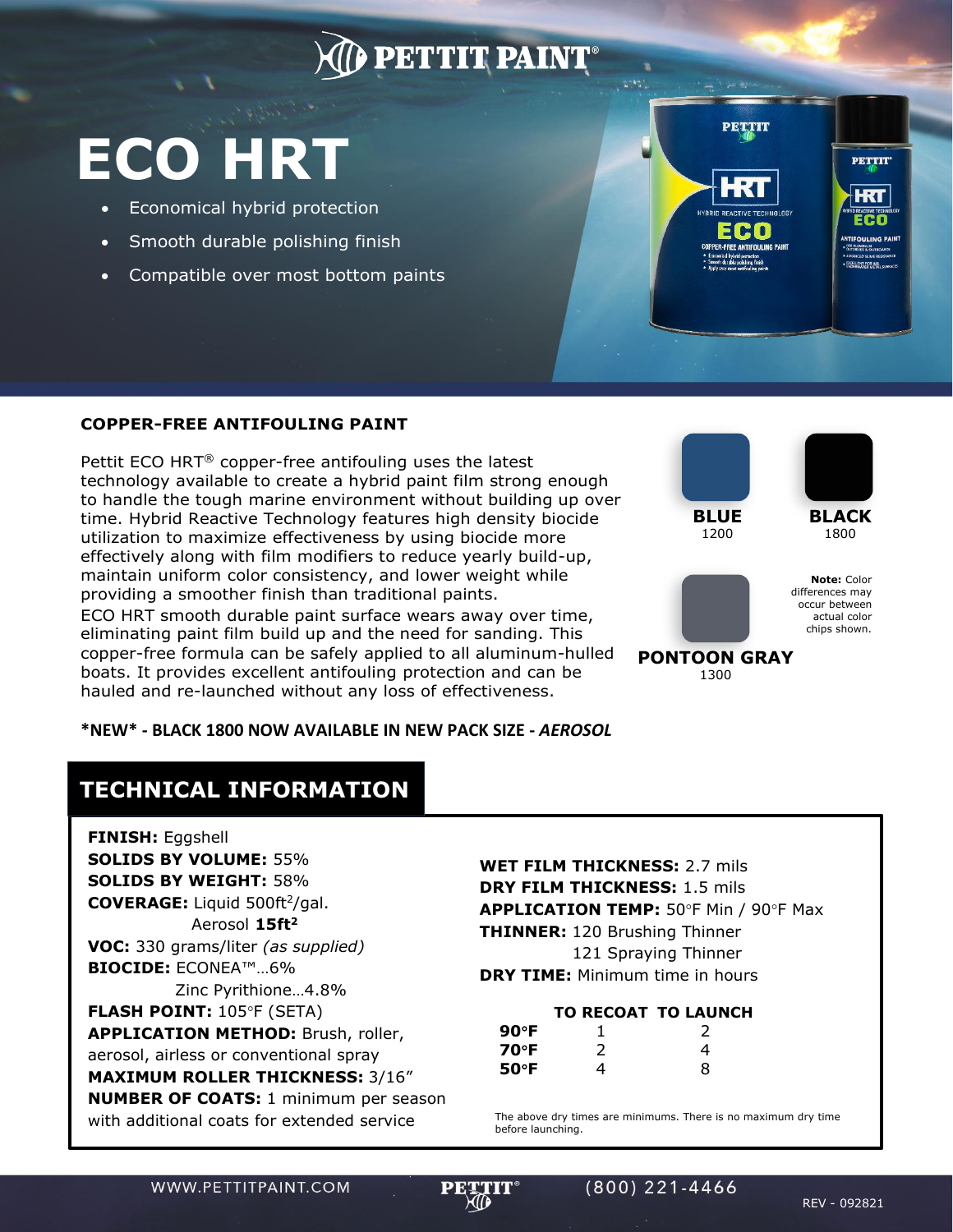PETTIT PAINT®

# ECO HRT

- Economical hybrid protection
- Smooth durable polishing finish
- Compatible over most bottom paints

## COPPER-FREE ANTIFOULING PAINT

Pettit ECO HRT® copper-free antifouling uses the latest technology available to create a hybrid paint film strong enough to handle the tough marine environment without building up over time. Hybrid Reactive Technology features high density biocide utilization to maximize effectiveness by using biocide more effectively along with film modifiers to reduce yearly build-up, maintain uniform color consistency, and lower weight while providing a smoother finish than traditional paints.

ECO HRT smooth durable paint surface wears away over time, eliminating paint film build up and the need for sanding. This copper-free formula can be safely applied to all aluminum-hulled boats. It provides excellent antifouling protection and can be hauled and re-launched without any loss of effectiveness.

**BLUE** 1200

**BLACK** 1800

**PONTOON GRAY** 1300

**Note:** Color differences may occur between actual color chips shown.

**\*NEW\* - BLACK 1800 NOW AVAILABLE IN NEW PACK SIZE - *AEROSOL***

## TECHNICAL INFORMATION

**FINISH:** Eggshell
**SOLIDS BY VOLUME:** 55%
**SOLIDS BY WEIGHT:** 58%
**COVERAGE:** Liquid 500ft$^2$/gal.
Aerosol **15ft$^2$**
**VOC:** 330 grams/liter *(as supplied)*
**BIOCIDE:** ECONEA™…6%
Zinc Pyrithione…4.8%
**FLASH POINT:** 105°F (SETA)
**APPLICATION METHOD:** Brush, roller, aerosol, airless or conventional spray
**MAXIMUM ROLLER THICKNESS:** 3/16″
**NUMBER OF COATS:** 1 minimum per season with additional coats for extended service

**WET FILM THICKNESS:** 2.7 mils
**DRY FILM THICKNESS:** 1.5 mils
**APPLICATION TEMP:** 50°F Min / 90°F Max
**THINNER:** 120 Brushing Thinner
121 Spraying Thinner
**DRY TIME:** Minimum time in hours

| | TO RECOAT | TO LAUNCH |
|---|---|---|
| **90°F** | 1 | 2 |
| **70°F** | 2 | 4 |
| **50°F** | 4 | 8 |

The above dry times are minimums. There is no maximum dry time before launching.

WWW.PETTITPAINT.COM (800) 221-4466

REV - 092821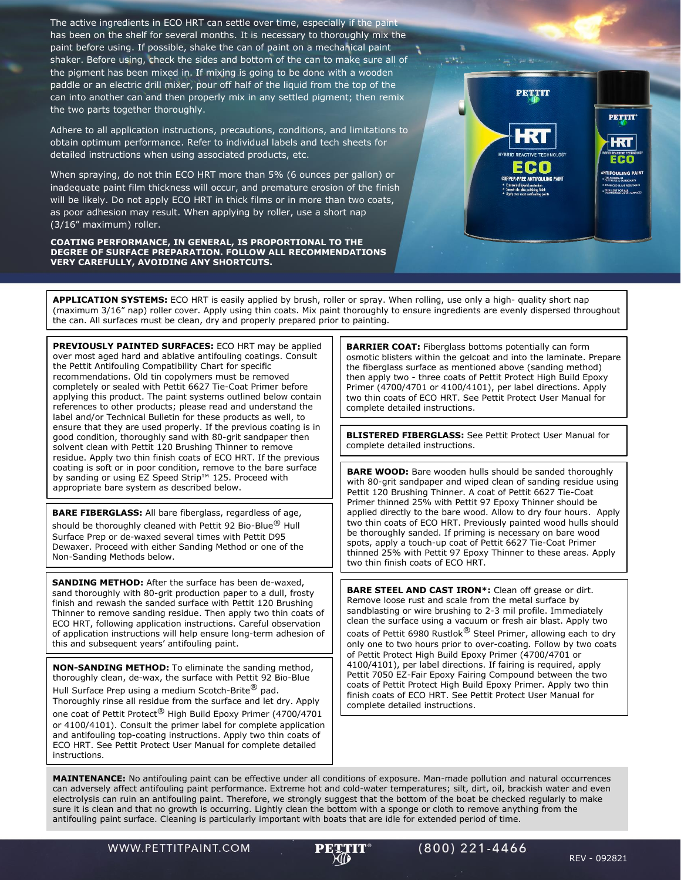The active ingredients in ECO HRT can settle over time, especially if the paint has been on the shelf for several months. It is necessary to thoroughly mix the paint before using. If possible, shake the can of paint on a mechanical paint shaker. Before using, check the sides and bottom of the can to make sure all of the pigment has been mixed in. If mixing is going to be done with a wooden paddle or an electric drill mixer, pour off half of the liquid from the top of the can into another can and then properly mix in any settled pigment; then remix the two parts together thoroughly.

Adhere to all application instructions, precautions, conditions, and limitations to obtain optimum performance. Refer to individual labels and tech sheets for detailed instructions when using associated products, etc.

When spraying, do not thin ECO HRT more than 5% (6 ounces per gallon) or inadequate paint film thickness will occur, and premature erosion of the finish will be likely. Do not apply ECO HRT in thick films or in more than two coats, as poor adhesion may result. When applying by roller, use a short nap (3/16" maximum) roller.

**COATING PERFORMANCE, IN GENERAL, IS PROPORTIONAL TO THE DEGREE OF SURFACE PREPARATION. FOLLOW ALL RECOMMENDATIONS VERY CAREFULLY, AVOIDING ANY SHORTCUTS.**

**APPLICATION SYSTEMS:** ECO HRT is easily applied by brush, roller or spray. When rolling, use only a high- quality short nap (maximum 3/16" nap) roller cover. Apply using thin coats. Mix paint thoroughly to ensure ingredients are evenly dispersed throughout the can. All surfaces must be clean, dry and properly prepared prior to painting.

**PREVIOUSLY PAINTED SURFACES:** ECO HRT may be applied over most aged hard and ablative antifouling coatings. Consult the Pettit Antifouling Compatibility Chart for specific recommendations. Old tin copolymers must be removed completely or sealed with Pettit 6627 Tie-Coat Primer before applying this product. The paint systems outlined below contain references to other products; please read and understand the label and/or Technical Bulletin for these products as well, to ensure that they are used properly. If the previous coating is in good condition, thoroughly sand with 80-grit sandpaper then solvent clean with Pettit 120 Brushing Thinner to remove residue. Apply two thin finish coats of ECO HRT. If the previous coating is soft or in poor condition, remove to the bare surface by sanding or using EZ Speed Strip™ 125. Proceed with appropriate bare system as described below.

**BARE FIBERGLASS:** All bare fiberglass, regardless of age, should be thoroughly cleaned with Pettit 92 Bio-Blue® Hull Surface Prep or de-waxed several times with Pettit D95 Dewaxer. Proceed with either Sanding Method or one of the Non-Sanding Methods below.

**SANDING METHOD:** After the surface has been de-waxed, sand thoroughly with 80-grit production paper to a dull, frosty finish and rewash the sanded surface with Pettit 120 Brushing Thinner to remove sanding residue. Then apply two thin coats of ECO HRT, following application instructions. Careful observation of application instructions will help ensure long-term adhesion of this and subsequent years' antifouling paint.

**NON-SANDING METHOD:** To eliminate the sanding method, thoroughly clean, de-wax, the surface with Pettit 92 Bio-Blue Hull Surface Prep using a medium Scotch-Brite® pad. Thoroughly rinse all residue from the surface and let dry. Apply one coat of Pettit Protect® High Build Epoxy Primer (4700/4701 or 4100/4101). Consult the primer label for complete application and antifouling top-coating instructions. Apply two thin coats of ECO HRT. See Pettit Protect User Manual for complete detailed instructions.

**BARRIER COAT:** Fiberglass bottoms potentially can form osmotic blisters within the gelcoat and into the laminate. Prepare the fiberglass surface as mentioned above (sanding method) then apply two - three coats of Pettit Protect High Build Epoxy Primer (4700/4701 or 4100/4101), per label directions. Apply two thin coats of ECO HRT. See Pettit Protect User Manual for complete detailed instructions.

**BLISTERED FIBERGLASS:** See Pettit Protect User Manual for complete detailed instructions.

**BARE WOOD:** Bare wooden hulls should be sanded thoroughly with 80-grit sandpaper and wiped clean of sanding residue using Pettit 120 Brushing Thinner. A coat of Pettit 6627 Tie-Coat Primer thinned 25% with Pettit 97 Epoxy Thinner should be applied directly to the bare wood. Allow to dry four hours. Apply two thin coats of ECO HRT. Previously painted wood hulls should be thoroughly sanded. If priming is necessary on bare wood spots, apply a touch-up coat of Pettit 6627 Tie-Coat Primer thinned 25% with Pettit 97 Epoxy Thinner to these areas. Apply two thin finish coats of ECO HRT.

**BARE STEEL AND CAST IRON*:** Clean off grease or dirt. Remove loose rust and scale from the metal surface by sandblasting or wire brushing to 2-3 mil profile. Immediately clean the surface using a vacuum or fresh air blast. Apply two coats of Pettit 6980 Rustlok® Steel Primer, allowing each to dry only one to two hours prior to over-coating. Follow by two coats of Pettit Protect High Build Epoxy Primer (4700/4701 or 4100/4101), per label directions. If fairing is required, apply Pettit 7050 EZ-Fair Epoxy Fairing Compound between the two coats of Pettit Protect High Build Epoxy Primer. Apply two thin finish coats of ECO HRT. See Pettit Protect User Manual for complete detailed instructions.

**MAINTENANCE:** No antifouling paint can be effective under all conditions of exposure. Man-made pollution and natural occurrences can adversely affect antifouling paint performance. Extreme hot and cold-water temperatures; silt, dirt, oil, brackish water and even electrolysis can ruin an antifouling paint. Therefore, we strongly suggest that the bottom of the boat be checked regularly to make sure it is clean and that no growth is occurring. Lightly clean the bottom with a sponge or cloth to remove anything from the antifouling paint surface. Cleaning is particularly important with boats that are idle for extended period of time.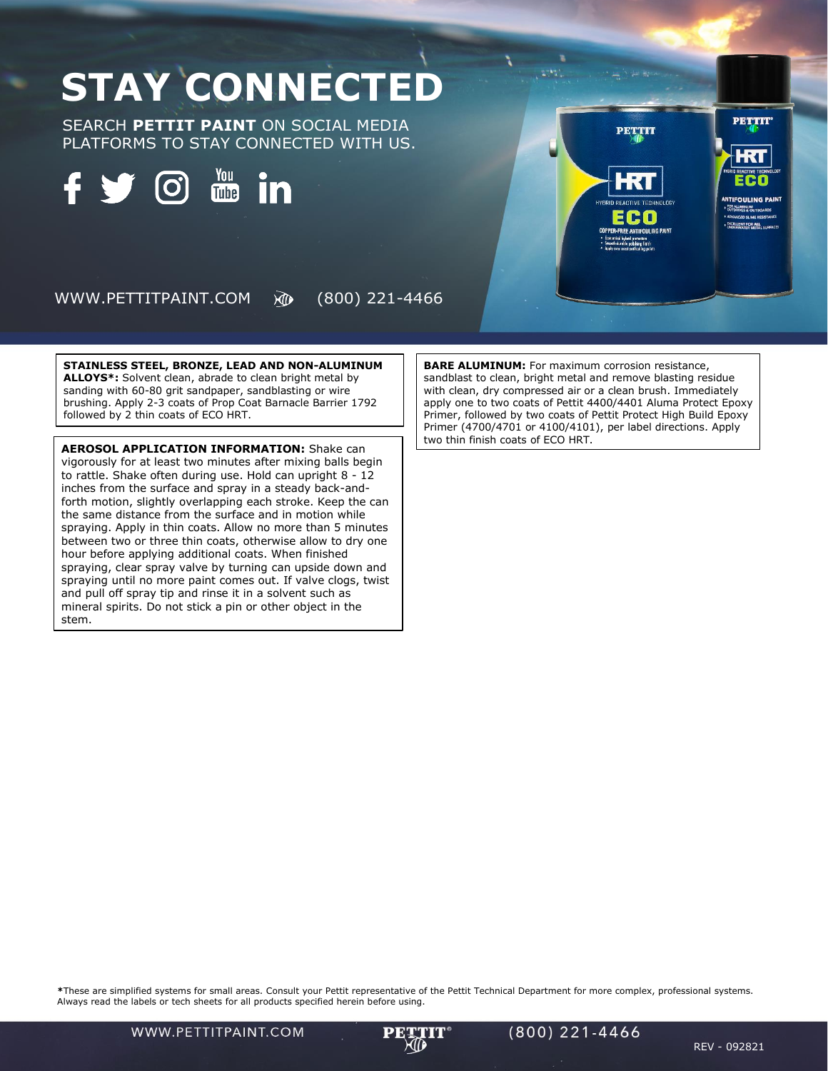# STAY CONNECTED

SEARCH **PETTIT PAINT** ON SOCIAL MEDIA PLATFORMS TO STAY CONNECTED WITH US.

WWW.PETTITPAINT.COM (800) 221-4466

**STAINLESS STEEL, BRONZE, LEAD AND NON-ALUMINUM ALLOYS*:** Solvent clean, abrade to clean bright metal by sanding with 60-80 grit sandpaper, sandblasting or wire brushing. Apply 2-3 coats of Prop Coat Barnacle Barrier 1792 followed by 2 thin coats of ECO HRT.

**AEROSOL APPLICATION INFORMATION:** Shake can vigorously for at least two minutes after mixing balls begin to rattle. Shake often during use. Hold can upright 8 - 12 inches from the surface and spray in a steady back-and-forth motion, slightly overlapping each stroke. Keep the can the same distance from the surface and in motion while spraying. Apply in thin coats. Allow no more than 5 minutes between two or three thin coats, otherwise allow to dry one hour before applying additional coats. When finished spraying, clear spray valve by turning can upside down and spraying until no more paint comes out. If valve clogs, twist and pull off spray tip and rinse it in a solvent such as mineral spirits. Do not stick a pin or other object in the stem.

**BARE ALUMINUM:** For maximum corrosion resistance, sandblast to clean, bright metal and remove blasting residue with clean, dry compressed air or a clean brush. Immediately apply one to two coats of Pettit 4400/4401 Aluma Protect Epoxy Primer, followed by two coats of Pettit Protect High Build Epoxy Primer (4700/4701 or 4100/4101), per label directions. Apply two thin finish coats of ECO HRT.

***These are simplified systems for small areas. Consult your Pettit representative of the Pettit Technical Department for more complex, professional systems. Always read the labels or tech sheets for all products specified herein before using.**

WWW.PETTITPAINT.COM (800) 221-4466

REV - 092821